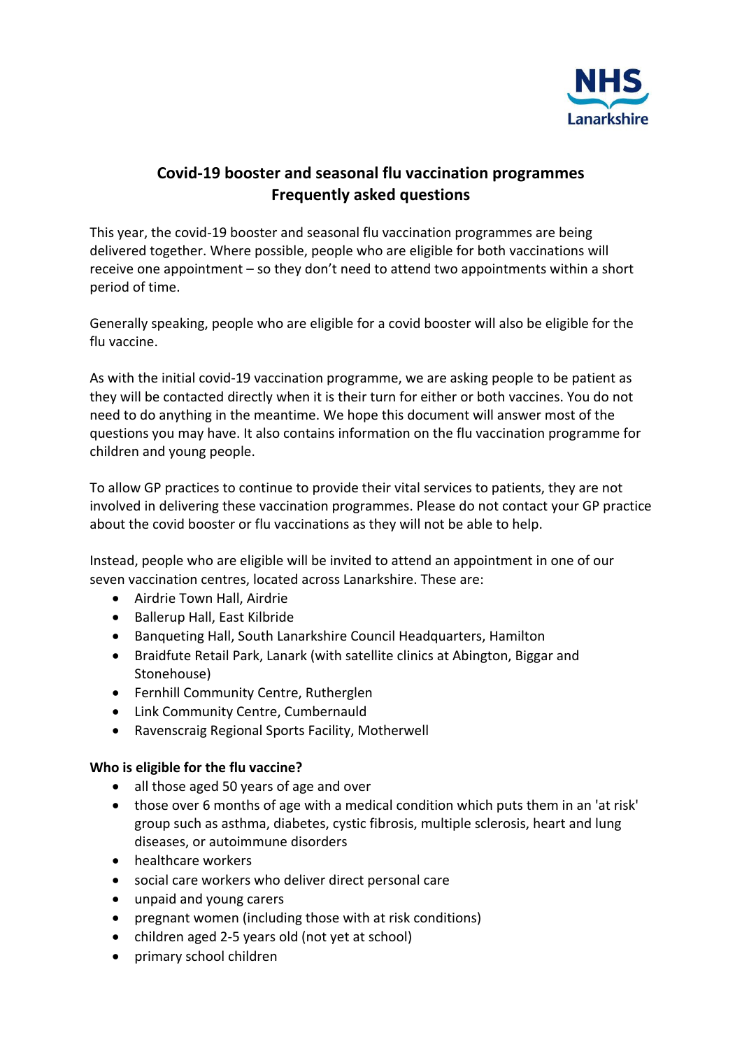# Covid-19 booster and seasonal flu vaccination programmes
## Frequently asked questions

This year, the covid-19 booster and seasonal flu vaccination programmes are being delivered together. Where possible, people who are eligible for both vaccinations will receive one appointment – so they don't need to attend two appointments within a short period of time.

Generally speaking, people who are eligible for a covid booster will also be eligible for the flu vaccine.

As with the initial covid-19 vaccination programme, we are asking people to be patient as they will be contacted directly when it is their turn for either or both vaccines. You do not need to do anything in the meantime. We hope this document will answer most of the questions you may have. It also contains information on the flu vaccination programme for children and young people.

To allow GP practices to continue to provide their vital services to patients, they are not involved in delivering these vaccination programmes. Please do not contact your GP practice about the covid booster or flu vaccinations as they will not be able to help.

Instead, people who are eligible will be invited to attend an appointment in one of our seven vaccination centres, located across Lanarkshire. These are:

- Airdrie Town Hall, Airdrie
- Ballerup Hall, East Kilbride
- Banqueting Hall, South Lanarkshire Council Headquarters, Hamilton
- Braidfute Retail Park, Lanark (with satellite clinics at Abington, Biggar and Stonehouse)
- Fernhill Community Centre, Rutherglen
- Link Community Centre, Cumbernauld
- Ravenscraig Regional Sports Facility, Motherwell

**Who is eligible for the flu vaccine?**

- all those aged 50 years of age and over
- those over 6 months of age with a medical condition which puts them in an 'at risk' group such as asthma, diabetes, cystic fibrosis, multiple sclerosis, heart and lung diseases, or autoimmune disorders
- healthcare workers
- social care workers who deliver direct personal care
- unpaid and young carers
- pregnant women (including those with at risk conditions)
- children aged 2-5 years old (not yet at school)
- primary school children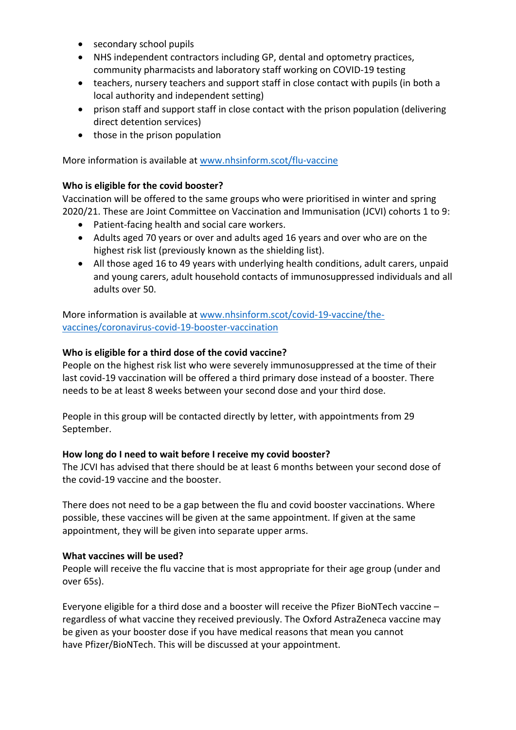- secondary school pupils
- NHS independent contractors including GP, dental and optometry practices, community pharmacists and laboratory staff working on COVID-19 testing
- teachers, nursery teachers and support staff in close contact with pupils (in both a local authority and independent setting)
- prison staff and support staff in close contact with the prison population (delivering direct detention services)
- those in the prison population

More information is available at [www.nhsinform.scot/flu-vaccine](http://www.nhsinform.scot/flu-vaccine)

**Who is eligible for the covid booster?**

Vaccination will be offered to the same groups who were prioritised in winter and spring 2020/21. These are Joint Committee on Vaccination and Immunisation (JCVI) cohorts 1 to 9:

- Patient-facing health and social care workers.
- Adults aged 70 years or over and adults aged 16 years and over who are on the highest risk list (previously known as the shielding list).
- All those aged 16 to 49 years with underlying health conditions, adult carers, unpaid and young carers, adult household contacts of immunosuppressed individuals and all adults over 50.

More information is available at [www.nhsinform.scot/covid-19-vaccine/the-vaccines/coronavirus-covid-19-booster-vaccination](http://www.nhsinform.scot/covid-19-vaccine/the-vaccines/coronavirus-covid-19-booster-vaccination)

**Who is eligible for a third dose of the covid vaccine?**

People on the highest risk list who were severely immunosuppressed at the time of their last covid-19 vaccination will be offered a third primary dose instead of a booster. There needs to be at least 8 weeks between your second dose and your third dose.

People in this group will be contacted directly by letter, with appointments from 29 September.

**How long do I need to wait before I receive my covid booster?**

The JCVI has advised that there should be at least 6 months between your second dose of the covid-19 vaccine and the booster.

There does not need to be a gap between the flu and covid booster vaccinations. Where possible, these vaccines will be given at the same appointment. If given at the same appointment, they will be given into separate upper arms.

**What vaccines will be used?**

People will receive the flu vaccine that is most appropriate for their age group (under and over 65s).

Everyone eligible for a third dose and a booster will receive the Pfizer BioNTech vaccine – regardless of what vaccine they received previously. The Oxford AstraZeneca vaccine may be given as your booster dose if you have medical reasons that mean you cannot have Pfizer/BioNTech. This will be discussed at your appointment.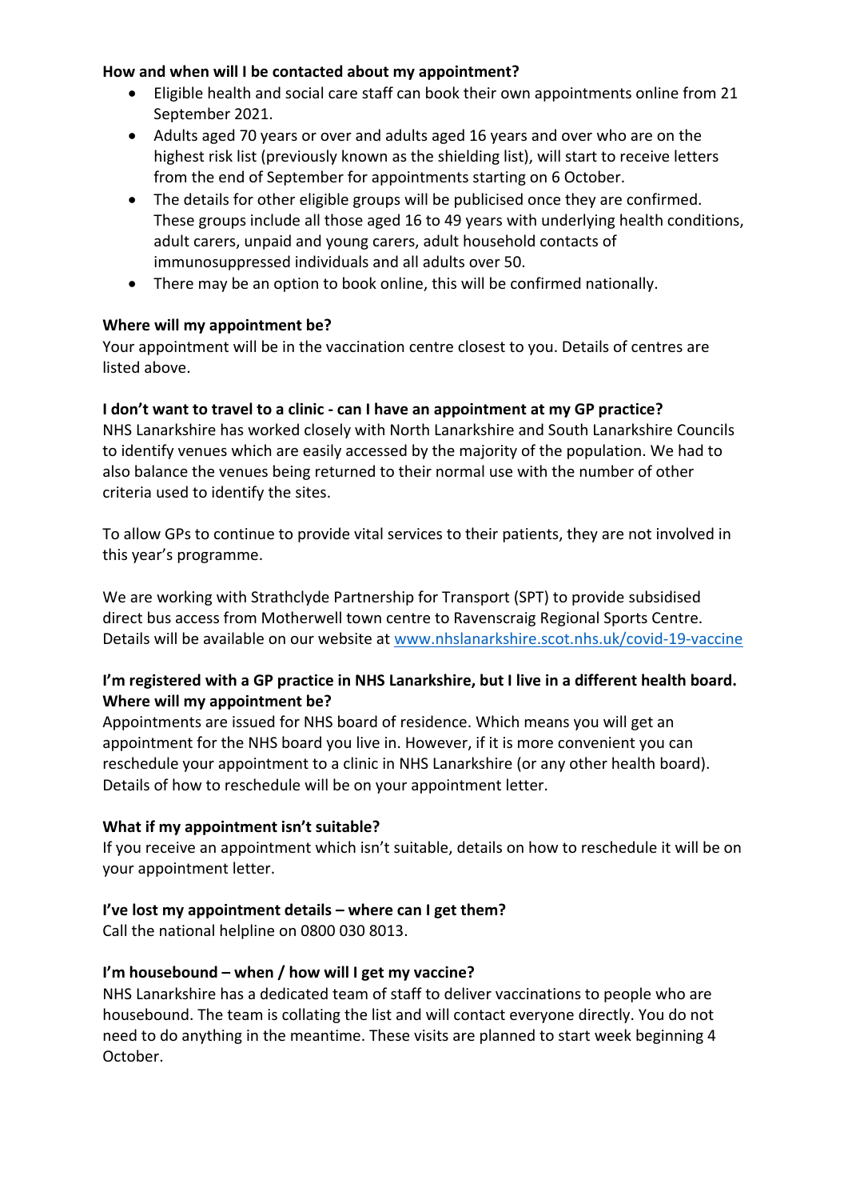**How and when will I be contacted about my appointment?**

- Eligible health and social care staff can book their own appointments online from 21 September 2021.
- Adults aged 70 years or over and adults aged 16 years and over who are on the highest risk list (previously known as the shielding list), will start to receive letters from the end of September for appointments starting on 6 October.
- The details for other eligible groups will be publicised once they are confirmed. These groups include all those aged 16 to 49 years with underlying health conditions, adult carers, unpaid and young carers, adult household contacts of immunosuppressed individuals and all adults over 50.
- There may be an option to book online, this will be confirmed nationally.

**Where will my appointment be?**

Your appointment will be in the vaccination centre closest to you. Details of centres are listed above.

**I don't want to travel to a clinic - can I have an appointment at my GP practice?**

NHS Lanarkshire has worked closely with North Lanarkshire and South Lanarkshire Councils to identify venues which are easily accessed by the majority of the population. We had to also balance the venues being returned to their normal use with the number of other criteria used to identify the sites.

To allow GPs to continue to provide vital services to their patients, they are not involved in this year's programme.

We are working with Strathclyde Partnership for Transport (SPT) to provide subsidised direct bus access from Motherwell town centre to Ravenscraig Regional Sports Centre. Details will be available on our website at [www.nhslanarkshire.scot.nhs.uk/covid-19-vaccine](www.nhslanarkshire.scot.nhs.uk/covid-19-vaccine)

**I'm registered with a GP practice in NHS Lanarkshire, but I live in a different health board. Where will my appointment be?**

Appointments are issued for NHS board of residence. Which means you will get an appointment for the NHS board you live in. However, if it is more convenient you can reschedule your appointment to a clinic in NHS Lanarkshire (or any other health board). Details of how to reschedule will be on your appointment letter.

**What if my appointment isn't suitable?**

If you receive an appointment which isn't suitable, details on how to reschedule it will be on your appointment letter.

**I've lost my appointment details – where can I get them?**

Call the national helpline on 0800 030 8013.

**I'm housebound – when / how will I get my vaccine?**

NHS Lanarkshire has a dedicated team of staff to deliver vaccinations to people who are housebound. The team is collating the list and will contact everyone directly. You do not need to do anything in the meantime. These visits are planned to start week beginning 4 October.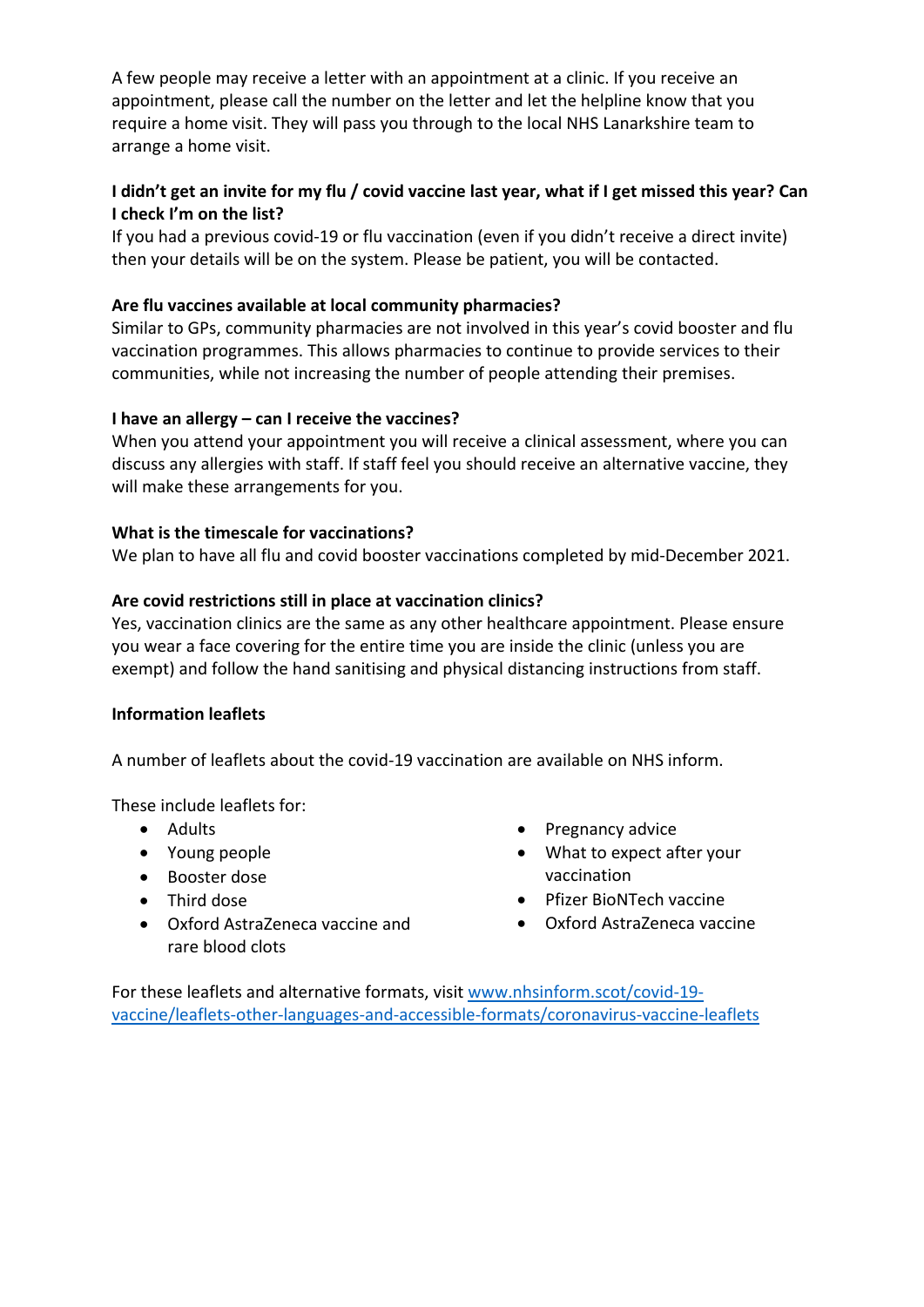A few people may receive a letter with an appointment at a clinic. If you receive an appointment, please call the number on the letter and let the helpline know that you require a home visit. They will pass you through to the local NHS Lanarkshire team to arrange a home visit.

**I didn't get an invite for my flu / covid vaccine last year, what if I get missed this year? Can I check I'm on the list?**

If you had a previous covid-19 or flu vaccination (even if you didn't receive a direct invite) then your details will be on the system. Please be patient, you will be contacted.

**Are flu vaccines available at local community pharmacies?**

Similar to GPs, community pharmacies are not involved in this year's covid booster and flu vaccination programmes. This allows pharmacies to continue to provide services to their communities, while not increasing the number of people attending their premises.

**I have an allergy – can I receive the vaccines?**

When you attend your appointment you will receive a clinical assessment, where you can discuss any allergies with staff. If staff feel you should receive an alternative vaccine, they will make these arrangements for you.

**What is the timescale for vaccinations?**

We plan to have all flu and covid booster vaccinations completed by mid-December 2021.

**Are covid restrictions still in place at vaccination clinics?**

Yes, vaccination clinics are the same as any other healthcare appointment. Please ensure you wear a face covering for the entire time you are inside the clinic (unless you are exempt) and follow the hand sanitising and physical distancing instructions from staff.

**Information leaflets**

A number of leaflets about the covid-19 vaccination are available on NHS inform.

These include leaflets for:

- Adults
- Young people
- Booster dose
- Third dose
- Oxford AstraZeneca vaccine and rare blood clots
- Pregnancy advice
- What to expect after your vaccination
- Pfizer BioNTech vaccine
- Oxford AstraZeneca vaccine

For these leaflets and alternative formats, visit [www.nhsinform.scot/covid-19-vaccine/leaflets-other-languages-and-accessible-formats/coronavirus-vaccine-leaflets](www.nhsinform.scot/covid-19-vaccine/leaflets-other-languages-and-accessible-formats/coronavirus-vaccine-leaflets)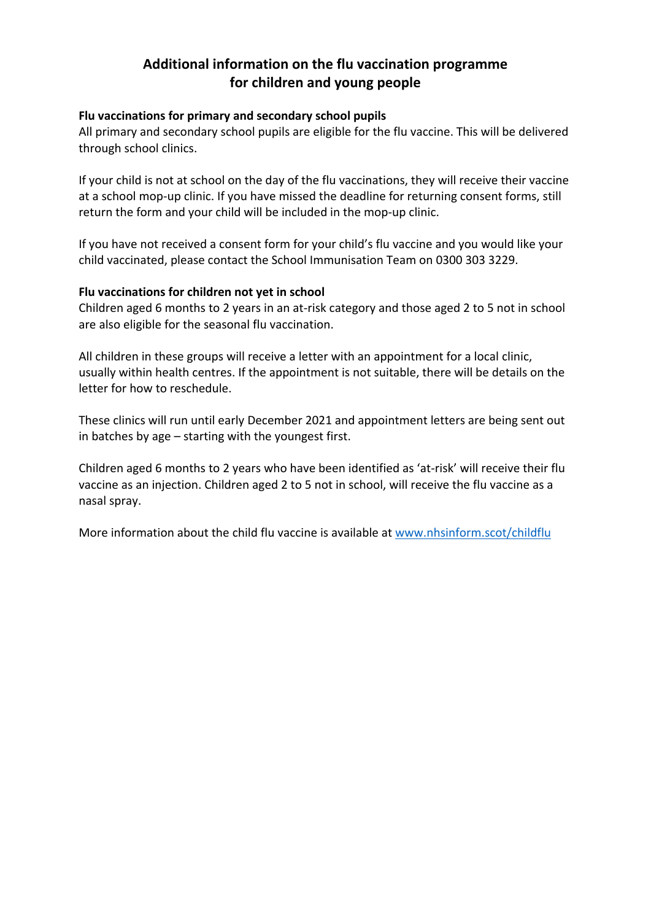# Additional information on the flu vaccination programme for children and young people

**Flu vaccinations for primary and secondary school pupils**

All primary and secondary school pupils are eligible for the flu vaccine. This will be delivered through school clinics.

If your child is not at school on the day of the flu vaccinations, they will receive their vaccine at a school mop-up clinic. If you have missed the deadline for returning consent forms, still return the form and your child will be included in the mop-up clinic.

If you have not received a consent form for your child's flu vaccine and you would like your child vaccinated, please contact the School Immunisation Team on 0300 303 3229.

**Flu vaccinations for children not yet in school**

Children aged 6 months to 2 years in an at-risk category and those aged 2 to 5 not in school are also eligible for the seasonal flu vaccination.

All children in these groups will receive a letter with an appointment for a local clinic, usually within health centres. If the appointment is not suitable, there will be details on the letter for how to reschedule.

These clinics will run until early December 2021 and appointment letters are being sent out in batches by age – starting with the youngest first.

Children aged 6 months to 2 years who have been identified as 'at-risk' will receive their flu vaccine as an injection. Children aged 2 to 5 not in school, will receive the flu vaccine as a nasal spray.

More information about the child flu vaccine is available at [www.nhsinform.scot/childflu](http://www.nhsinform.scot/childflu)